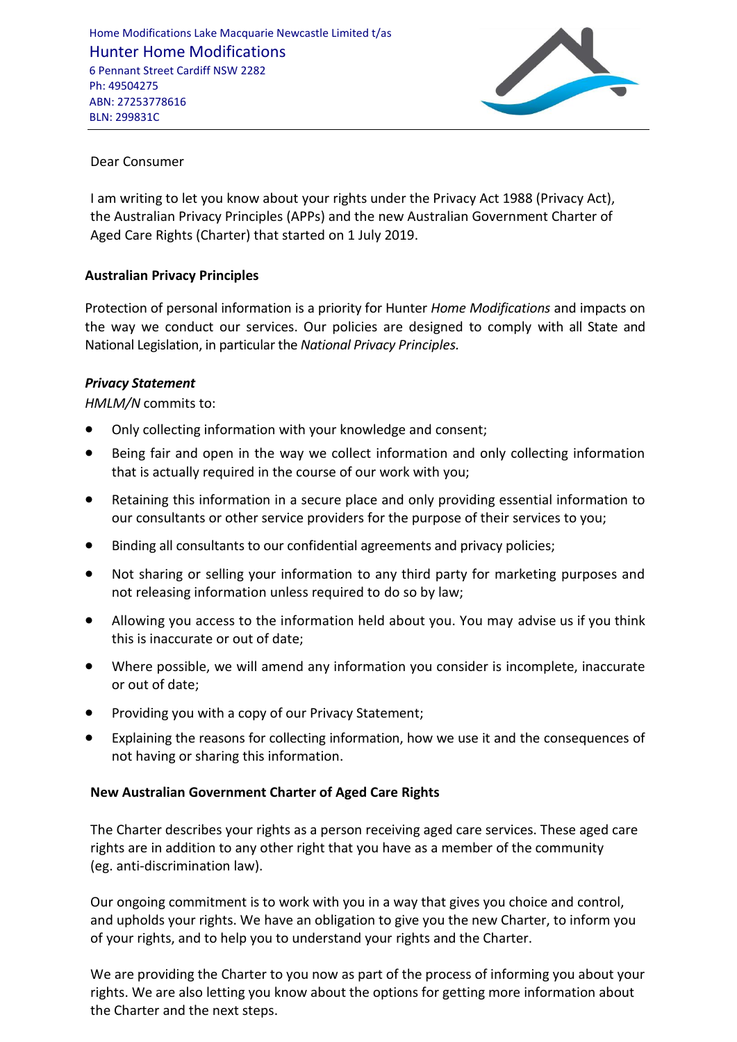Home Modifications Lake Macquarie Newcastle Limited t/as
Hunter Home Modifications
6 Pennant Street Cardiff NSW 2282
Ph: 49504275
ABN: 27253778616
BLN: 299831C

Dear Consumer

I am writing to let you know about your rights under the Privacy Act 1988 (Privacy Act), the Australian Privacy Principles (APPs) and the new Australian Government Charter of Aged Care Rights (Charter) that started on 1 July 2019.

**Australian Privacy Principles**

Protection of personal information is a priority for Hunter *Home Modifications* and impacts on the way we conduct our services. Our policies are designed to comply with all State and National Legislation, in particular the *National Privacy Principles.*

***Privacy Statement***

*HMLM/N* commits to:

- Only collecting information with your knowledge and consent;
- Being fair and open in the way we collect information and only collecting information that is actually required in the course of our work with you;
- Retaining this information in a secure place and only providing essential information to our consultants or other service providers for the purpose of their services to you;
- Binding all consultants to our confidential agreements and privacy policies;
- Not sharing or selling your information to any third party for marketing purposes and not releasing information unless required to do so by law;
- Allowing you access to the information held about you. You may advise us if you think this is inaccurate or out of date;
- Where possible, we will amend any information you consider is incomplete, inaccurate or out of date;
- Providing you with a copy of our Privacy Statement;
- Explaining the reasons for collecting information, how we use it and the consequences of not having or sharing this information.

**New Australian Government Charter of Aged Care Rights**

The Charter describes your rights as a person receiving aged care services. These aged care rights are in addition to any other right that you have as a member of the community (eg. anti-discrimination law).

Our ongoing commitment is to work with you in a way that gives you choice and control, and upholds your rights. We have an obligation to give you the new Charter, to inform you of your rights, and to help you to understand your rights and the Charter.

We are providing the Charter to you now as part of the process of informing you about your rights. We are also letting you know about the options for getting more information about the Charter and the next steps.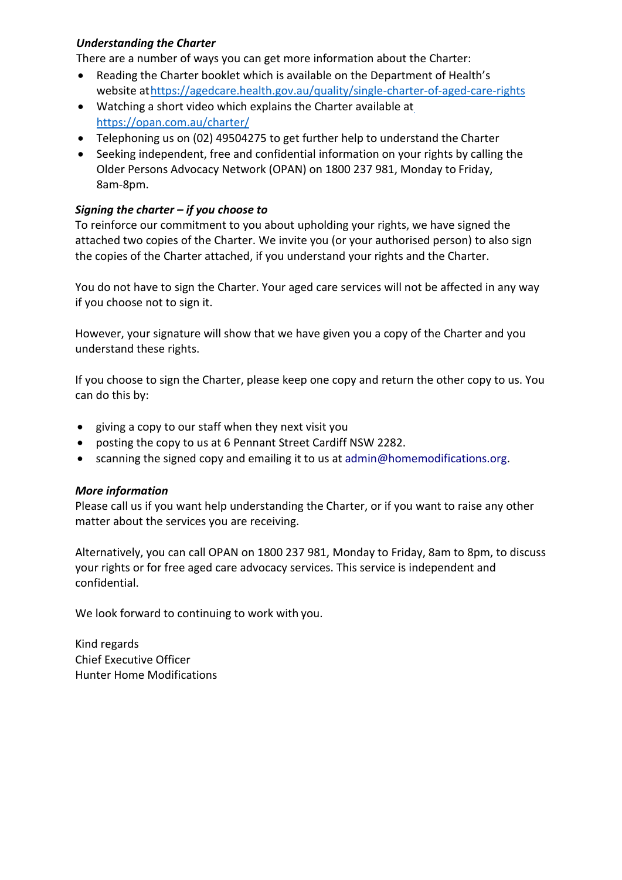***Understanding the Charter***

There are a number of ways you can get more information about the Charter:

- Reading the Charter booklet which is available on the Department of Health's website at https://agedcare.health.gov.au/quality/single-charter-of-aged-care-rights
- Watching a short video which explains the Charter available at https://opan.com.au/charter/
- Telephoning us on (02) 49504275 to get further help to understand the Charter
- Seeking independent, free and confidential information on your rights by calling the Older Persons Advocacy Network (OPAN) on 1800 237 981, Monday to Friday, 8am-8pm.

***Signing the charter – if you choose to***

To reinforce our commitment to you about upholding your rights, we have signed the attached two copies of the Charter. We invite you (or your authorised person) to also sign the copies of the Charter attached, if you understand your rights and the Charter.

You do not have to sign the Charter. Your aged care services will not be affected in any way if you choose not to sign it.

However, your signature will show that we have given you a copy of the Charter and you understand these rights.

If you choose to sign the Charter, please keep one copy and return the other copy to us. You can do this by:

- giving a copy to our staff when they next visit you
- posting the copy to us at 6 Pennant Street Cardiff NSW 2282.
- scanning the signed copy and emailing it to us at admin@homemodifications.org.

***More information***

Please call us if you want help understanding the Charter, or if you want to raise any other matter about the services you are receiving.

Alternatively, you can call OPAN on 1800 237 981, Monday to Friday, 8am to 8pm, to discuss your rights or for free aged care advocacy services. This service is independent and confidential.

We look forward to continuing to work with you.

Kind regards
Chief Executive Officer
Hunter Home Modifications